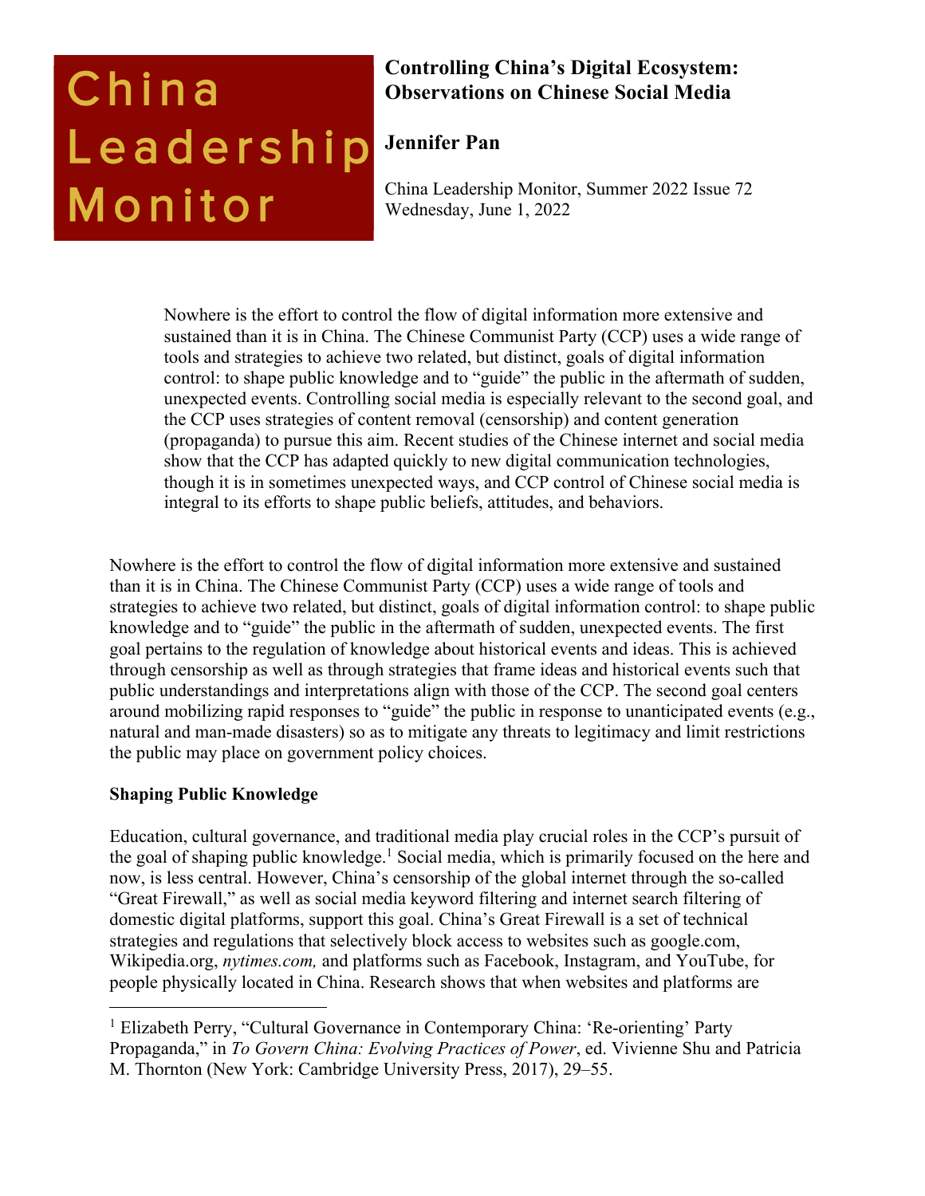China Leadership Monitor

# Controlling China's Digital Ecosystem: Observations on Chinese Social Media

## Jennifer Pan

China Leadership Monitor, Summer 2022 Issue 72
Wednesday, June 1, 2022

> Nowhere is the effort to control the flow of digital information more extensive and sustained than it is in China. The Chinese Communist Party (CCP) uses a wide range of tools and strategies to achieve two related, but distinct, goals of digital information control: to shape public knowledge and to "guide" the public in the aftermath of sudden, unexpected events. Controlling social media is especially relevant to the second goal, and the CCP uses strategies of content removal (censorship) and content generation (propaganda) to pursue this aim. Recent studies of the Chinese internet and social media show that the CCP has adapted quickly to new digital communication technologies, though it is in sometimes unexpected ways, and CCP control of Chinese social media is integral to its efforts to shape public beliefs, attitudes, and behaviors.

Nowhere is the effort to control the flow of digital information more extensive and sustained than it is in China. The Chinese Communist Party (CCP) uses a wide range of tools and strategies to achieve two related, but distinct, goals of digital information control: to shape public knowledge and to "guide" the public in the aftermath of sudden, unexpected events. The first goal pertains to the regulation of knowledge about historical events and ideas. This is achieved through censorship as well as through strategies that frame ideas and historical events such that public understandings and interpretations align with those of the CCP. The second goal centers around mobilizing rapid responses to "guide" the public in response to unanticipated events (e.g., natural and man-made disasters) so as to mitigate any threats to legitimacy and limit restrictions the public may place on government policy choices.

### Shaping Public Knowledge

Education, cultural governance, and traditional media play crucial roles in the CCP's pursuit of the goal of shaping public knowledge.[1] Social media, which is primarily focused on the here and now, is less central. However, China's censorship of the global internet through the so-called "Great Firewall," as well as social media keyword filtering and internet search filtering of domestic digital platforms, support this goal. China's Great Firewall is a set of technical strategies and regulations that selectively block access to websites such as google.com, Wikipedia.org, *nytimes.com,* and platforms such as Facebook, Instagram, and YouTube, for people physically located in China. Research shows that when websites and platforms are

[1] Elizabeth Perry, "Cultural Governance in Contemporary China: 'Re-orienting' Party Propaganda," in *To Govern China: Evolving Practices of Power*, ed. Vivienne Shu and Patricia M. Thornton (New York: Cambridge University Press, 2017), 29–55.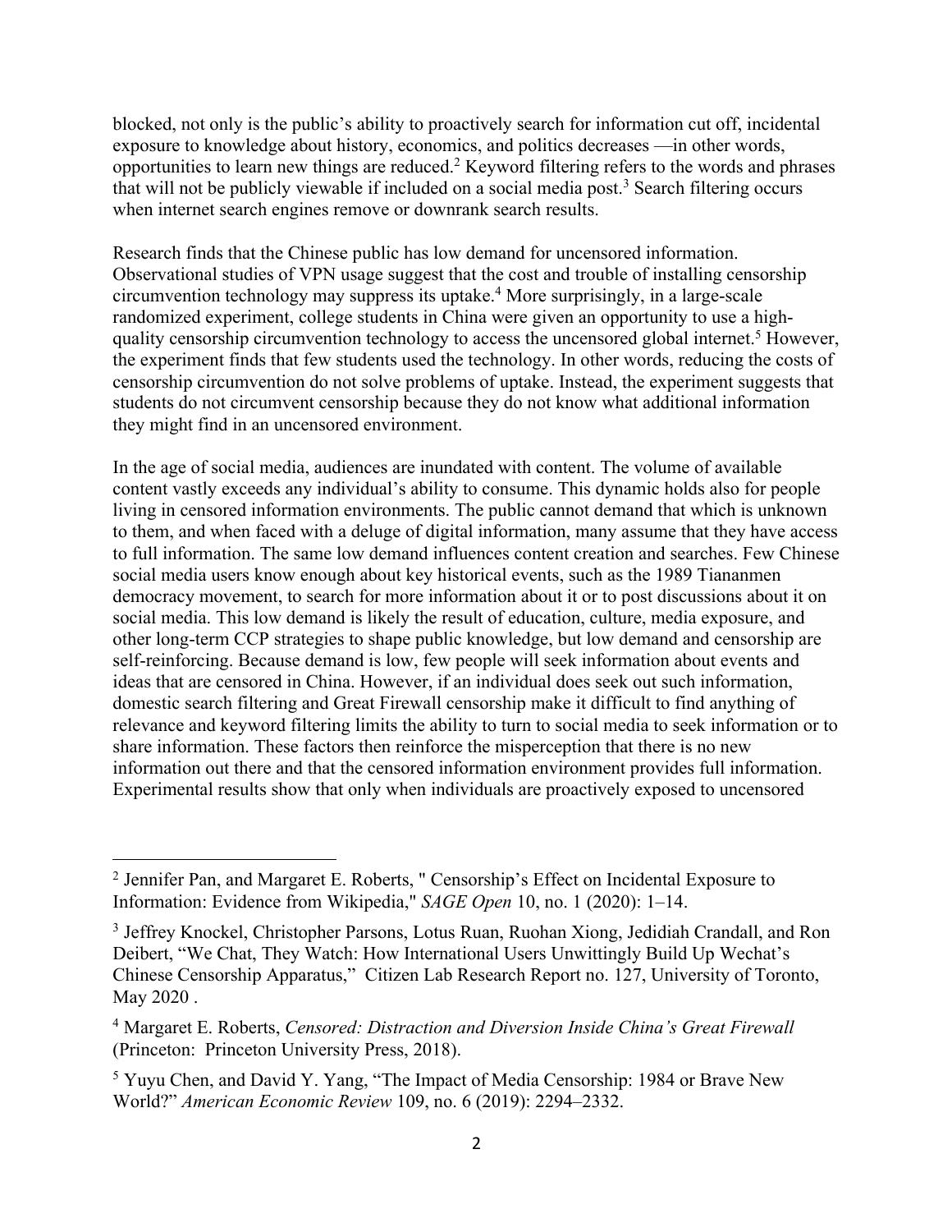blocked, not only is the public's ability to proactively search for information cut off, incidental exposure to knowledge about history, economics, and politics decreases —in other words, opportunities to learn new things are reduced.[2] Keyword filtering refers to the words and phrases that will not be publicly viewable if included on a social media post.[3] Search filtering occurs when internet search engines remove or downrank search results.

Research finds that the Chinese public has low demand for uncensored information. Observational studies of VPN usage suggest that the cost and trouble of installing censorship circumvention technology may suppress its uptake.[4] More surprisingly, in a large-scale randomized experiment, college students in China were given an opportunity to use a high-quality censorship circumvention technology to access the uncensored global internet.[5] However, the experiment finds that few students used the technology. In other words, reducing the costs of censorship circumvention do not solve problems of uptake. Instead, the experiment suggests that students do not circumvent censorship because they do not know what additional information they might find in an uncensored environment.

In the age of social media, audiences are inundated with content. The volume of available content vastly exceeds any individual's ability to consume. This dynamic holds also for people living in censored information environments. The public cannot demand that which is unknown to them, and when faced with a deluge of digital information, many assume that they have access to full information. The same low demand influences content creation and searches. Few Chinese social media users know enough about key historical events, such as the 1989 Tiananmen democracy movement, to search for more information about it or to post discussions about it on social media. This low demand is likely the result of education, culture, media exposure, and other long-term CCP strategies to shape public knowledge, but low demand and censorship are self-reinforcing. Because demand is low, few people will seek information about events and ideas that are censored in China. However, if an individual does seek out such information, domestic search filtering and Great Firewall censorship make it difficult to find anything of relevance and keyword filtering limits the ability to turn to social media to seek information or to share information. These factors then reinforce the misperception that there is no new information out there and that the censored information environment provides full information. Experimental results show that only when individuals are proactively exposed to uncensored

---

[2] Jennifer Pan, and Margaret E. Roberts, " Censorship's Effect on Incidental Exposure to Information: Evidence from Wikipedia," *SAGE Open* 10, no. 1 (2020): 1–14.

[3] Jeffrey Knockel, Christopher Parsons, Lotus Ruan, Ruohan Xiong, Jedidiah Crandall, and Ron Deibert, "We Chat, They Watch: How International Users Unwittingly Build Up Wechat's Chinese Censorship Apparatus," Citizen Lab Research Report no. 127, University of Toronto, May 2020 .

[4] Margaret E. Roberts, *Censored: Distraction and Diversion Inside China's Great Firewall* (Princeton: Princeton University Press, 2018).

[5] Yuyu Chen, and David Y. Yang, "The Impact of Media Censorship: 1984 or Brave New World?" *American Economic Review* 109, no. 6 (2019): 2294–2332.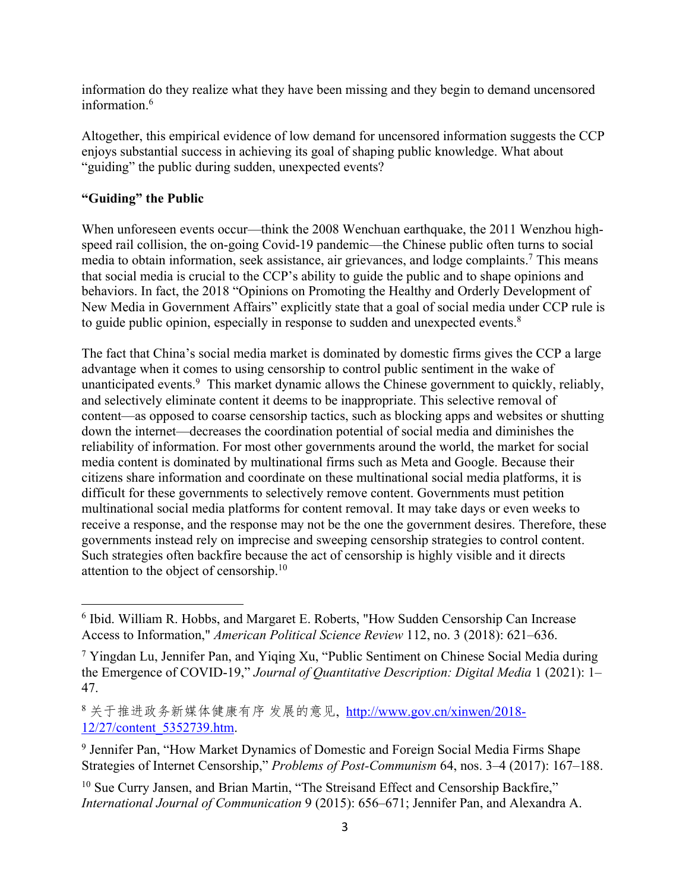information do they realize what they have been missing and they begin to demand uncensored information.[6]

Altogether, this empirical evidence of low demand for uncensored information suggests the CCP enjoys substantial success in achieving its goal of shaping public knowledge. What about "guiding" the public during sudden, unexpected events?

**"Guiding" the Public**

When unforeseen events occur—think the 2008 Wenchuan earthquake, the 2011 Wenzhou high-speed rail collision, the on-going Covid-19 pandemic—the Chinese public often turns to social media to obtain information, seek assistance, air grievances, and lodge complaints.[7] This means that social media is crucial to the CCP's ability to guide the public and to shape opinions and behaviors. In fact, the 2018 "Opinions on Promoting the Healthy and Orderly Development of New Media in Government Affairs" explicitly state that a goal of social media under CCP rule is to guide public opinion, especially in response to sudden and unexpected events.[8]

The fact that China's social media market is dominated by domestic firms gives the CCP a large advantage when it comes to using censorship to control public sentiment in the wake of unanticipated events.[9] This market dynamic allows the Chinese government to quickly, reliably, and selectively eliminate content it deems to be inappropriate. This selective removal of content—as opposed to coarse censorship tactics, such as blocking apps and websites or shutting down the internet—decreases the coordination potential of social media and diminishes the reliability of information. For most other governments around the world, the market for social media content is dominated by multinational firms such as Meta and Google. Because their citizens share information and coordinate on these multinational social media platforms, it is difficult for these governments to selectively remove content. Governments must petition multinational social media platforms for content removal. It may take days or even weeks to receive a response, and the response may not be the one the government desires. Therefore, these governments instead rely on imprecise and sweeping censorship strategies to control content. Such strategies often backfire because the act of censorship is highly visible and it directs attention to the object of censorship.[10]

---

[6] Ibid. William R. Hobbs, and Margaret E. Roberts, "How Sudden Censorship Can Increase Access to Information," *American Political Science Review* 112, no. 3 (2018): 621–636.

[7] Yingdan Lu, Jennifer Pan, and Yiqing Xu, "Public Sentiment on Chinese Social Media during the Emergence of COVID-19," *Journal of Quantitative Description: Digital Media* 1 (2021): 1–47.

[8] 关于推进政务新媒体健康有序 发展的意见, http://www.gov.cn/xinwen/2018-12/27/content_5352739.htm.

[9] Jennifer Pan, "How Market Dynamics of Domestic and Foreign Social Media Firms Shape Strategies of Internet Censorship," *Problems of Post-Communism* 64, nos. 3–4 (2017): 167–188.

[10] Sue Curry Jansen, and Brian Martin, "The Streisand Effect and Censorship Backfire," *International Journal of Communication* 9 (2015): 656–671; Jennifer Pan, and Alexandra A.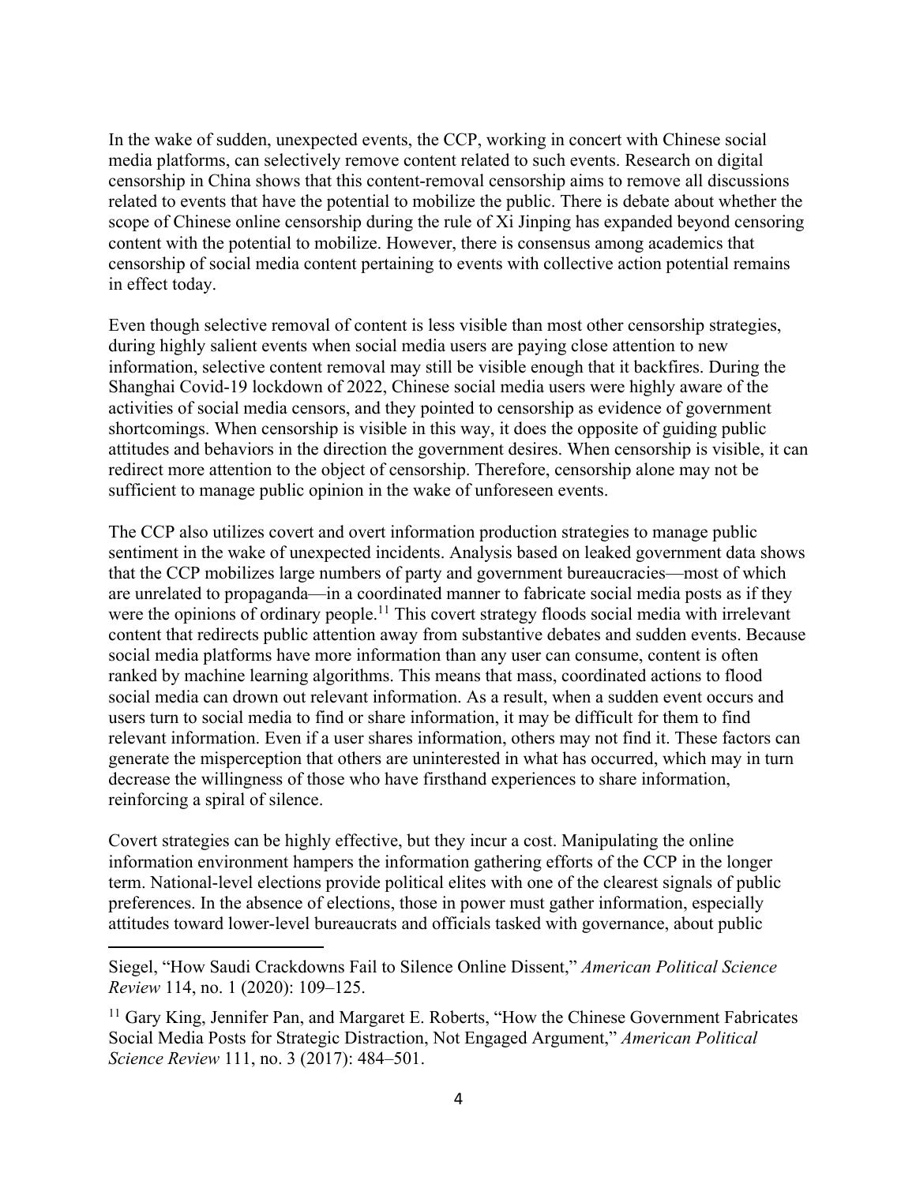In the wake of sudden, unexpected events, the CCP, working in concert with Chinese social media platforms, can selectively remove content related to such events. Research on digital censorship in China shows that this content-removal censorship aims to remove all discussions related to events that have the potential to mobilize the public. There is debate about whether the scope of Chinese online censorship during the rule of Xi Jinping has expanded beyond censoring content with the potential to mobilize. However, there is consensus among academics that censorship of social media content pertaining to events with collective action potential remains in effect today.

Even though selective removal of content is less visible than most other censorship strategies, during highly salient events when social media users are paying close attention to new information, selective content removal may still be visible enough that it backfires. During the Shanghai Covid-19 lockdown of 2022, Chinese social media users were highly aware of the activities of social media censors, and they pointed to censorship as evidence of government shortcomings. When censorship is visible in this way, it does the opposite of guiding public attitudes and behaviors in the direction the government desires. When censorship is visible, it can redirect more attention to the object of censorship. Therefore, censorship alone may not be sufficient to manage public opinion in the wake of unforeseen events.

The CCP also utilizes covert and overt information production strategies to manage public sentiment in the wake of unexpected incidents. Analysis based on leaked government data shows that the CCP mobilizes large numbers of party and government bureaucracies—most of which are unrelated to propaganda—in a coordinated manner to fabricate social media posts as if they were the opinions of ordinary people.[11] This covert strategy floods social media with irrelevant content that redirects public attention away from substantive debates and sudden events. Because social media platforms have more information than any user can consume, content is often ranked by machine learning algorithms. This means that mass, coordinated actions to flood social media can drown out relevant information. As a result, when a sudden event occurs and users turn to social media to find or share information, it may be difficult for them to find relevant information. Even if a user shares information, others may not find it. These factors can generate the misperception that others are uninterested in what has occurred, which may in turn decrease the willingness of those who have firsthand experiences to share information, reinforcing a spiral of silence.

Covert strategies can be highly effective, but they incur a cost. Manipulating the online information environment hampers the information gathering efforts of the CCP in the longer term. National-level elections provide political elites with one of the clearest signals of public preferences. In the absence of elections, those in power must gather information, especially attitudes toward lower-level bureaucrats and officials tasked with governance, about public

---

Siegel, "How Saudi Crackdowns Fail to Silence Online Dissent," *American Political Science Review* 114, no. 1 (2020): 109–125.

[11] Gary King, Jennifer Pan, and Margaret E. Roberts, "How the Chinese Government Fabricates Social Media Posts for Strategic Distraction, Not Engaged Argument," *American Political Science Review* 111, no. 3 (2017): 484–501.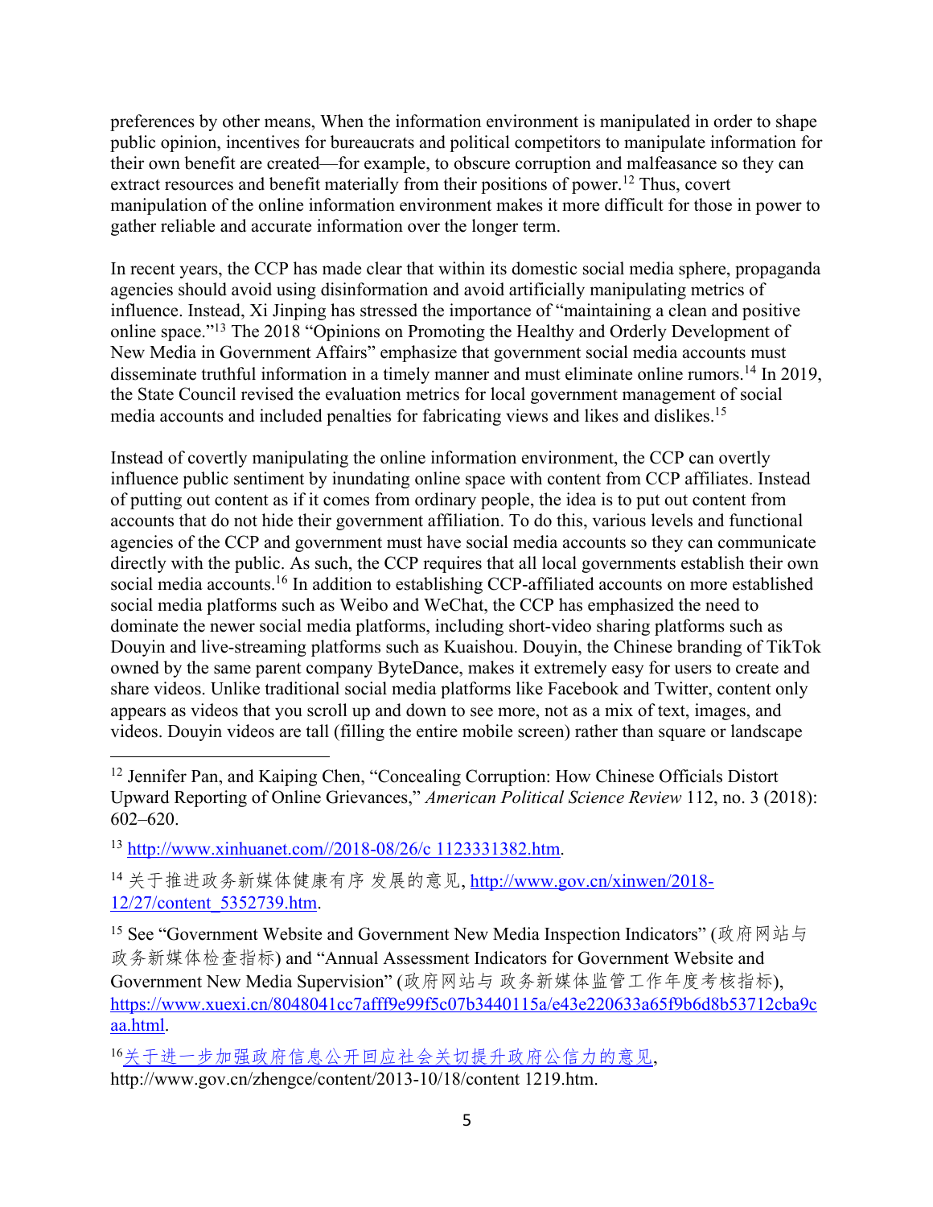preferences by other means, When the information environment is manipulated in order to shape public opinion, incentives for bureaucrats and political competitors to manipulate information for their own benefit are created—for example, to obscure corruption and malfeasance so they can extract resources and benefit materially from their positions of power.[12] Thus, covert manipulation of the online information environment makes it more difficult for those in power to gather reliable and accurate information over the longer term.

In recent years, the CCP has made clear that within its domestic social media sphere, propaganda agencies should avoid using disinformation and avoid artificially manipulating metrics of influence. Instead, Xi Jinping has stressed the importance of "maintaining a clean and positive online space."[13] The 2018 "Opinions on Promoting the Healthy and Orderly Development of New Media in Government Affairs" emphasize that government social media accounts must disseminate truthful information in a timely manner and must eliminate online rumors.[14] In 2019, the State Council revised the evaluation metrics for local government management of social media accounts and included penalties for fabricating views and likes and dislikes.[15]

Instead of covertly manipulating the online information environment, the CCP can overtly influence public sentiment by inundating online space with content from CCP affiliates. Instead of putting out content as if it comes from ordinary people, the idea is to put out content from accounts that do not hide their government affiliation. To do this, various levels and functional agencies of the CCP and government must have social media accounts so they can communicate directly with the public. As such, the CCP requires that all local governments establish their own social media accounts.[16] In addition to establishing CCP-affiliated accounts on more established social media platforms such as Weibo and WeChat, the CCP has emphasized the need to dominate the newer social media platforms, including short-video sharing platforms such as Douyin and live-streaming platforms such as Kuaishou. Douyin, the Chinese branding of TikTok owned by the same parent company ByteDance, makes it extremely easy for users to create and share videos. Unlike traditional social media platforms like Facebook and Twitter, content only appears as videos that you scroll up and down to see more, not as a mix of text, images, and videos. Douyin videos are tall (filling the entire mobile screen) rather than square or landscape

---

[12] Jennifer Pan, and Kaiping Chen, "Concealing Corruption: How Chinese Officials Distort Upward Reporting of Online Grievances," *American Political Science Review* 112, no. 3 (2018): 602–620.

[13] http://www.xinhuanet.com//2018-08/26/c_1123331382.htm.

[14] 关于推进政务新媒体健康有序 发展的意见, http://www.gov.cn/xinwen/2018-12/27/content_5352739.htm.

[15] See "Government Website and Government New Media Inspection Indicators" (政府网站与政务新媒体检查指标) and "Annual Assessment Indicators for Government Website and Government New Media Supervision" (政府网站与 政务新媒体监管工作年度考核指标), https://www.xuexi.cn/8048041cc7afff9e99f5c07b3440115a/e43e220633a65f9b6d8b53712cba9caa.html.

[16] 关于进一步加强政府信息公开回应社会关切提升政府公信力的意见, http://www.gov.cn/zhengce/content/2013-10/18/content 1219.htm.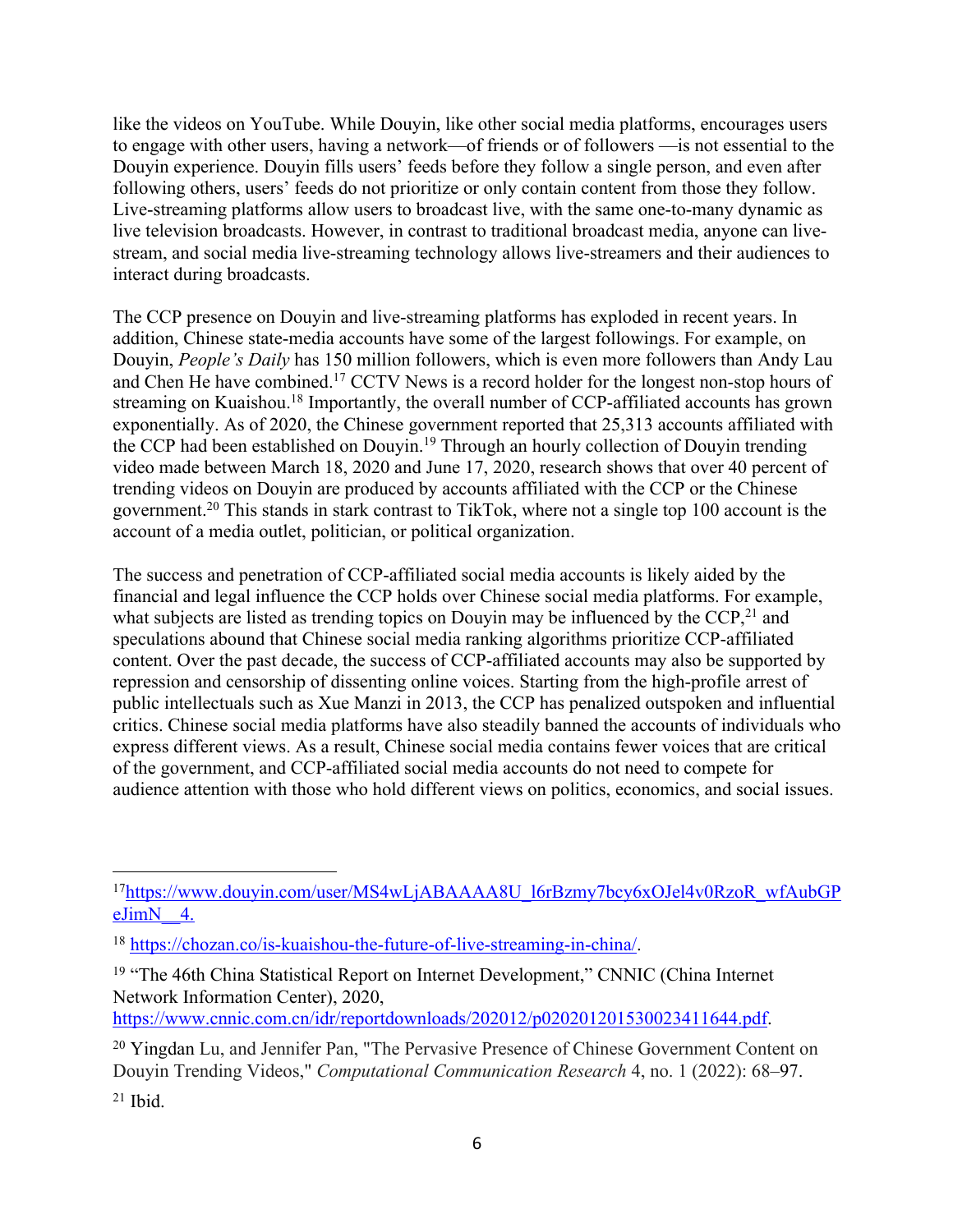like the videos on YouTube. While Douyin, like other social media platforms, encourages users to engage with other users, having a network—of friends or of followers —is not essential to the Douyin experience. Douyin fills users' feeds before they follow a single person, and even after following others, users' feeds do not prioritize or only contain content from those they follow. Live-streaming platforms allow users to broadcast live, with the same one-to-many dynamic as live television broadcasts. However, in contrast to traditional broadcast media, anyone can live-stream, and social media live-streaming technology allows live-streamers and their audiences to interact during broadcasts.

The CCP presence on Douyin and live-streaming platforms has exploded in recent years. In addition, Chinese state-media accounts have some of the largest followings. For example, on Douyin, *People's Daily* has 150 million followers, which is even more followers than Andy Lau and Chen He have combined.[17] CCTV News is a record holder for the longest non-stop hours of streaming on Kuaishou.[18] Importantly, the overall number of CCP-affiliated accounts has grown exponentially. As of 2020, the Chinese government reported that 25,313 accounts affiliated with the CCP had been established on Douyin.[19] Through an hourly collection of Douyin trending video made between March 18, 2020 and June 17, 2020, research shows that over 40 percent of trending videos on Douyin are produced by accounts affiliated with the CCP or the Chinese government.[20] This stands in stark contrast to TikTok, where not a single top 100 account is the account of a media outlet, politician, or political organization.

The success and penetration of CCP-affiliated social media accounts is likely aided by the financial and legal influence the CCP holds over Chinese social media platforms. For example, what subjects are listed as trending topics on Douyin may be influenced by the CCP,[21] and speculations abound that Chinese social media ranking algorithms prioritize CCP-affiliated content. Over the past decade, the success of CCP-affiliated accounts may also be supported by repression and censorship of dissenting online voices. Starting from the high-profile arrest of public intellectuals such as Xue Manzi in 2013, the CCP has penalized outspoken and influential critics. Chinese social media platforms have also steadily banned the accounts of individuals who express different views. As a result, Chinese social media contains fewer voices that are critical of the government, and CCP-affiliated social media accounts do not need to compete for audience attention with those who hold different views on politics, economics, and social issues.

---

[17] https://www.douyin.com/user/MS4wLjABAAAA8U_l6rBzmy7bcy6xOJel4v0RzoR_wfAubGPeJimN__4.

[18] https://chozan.co/is-kuaishou-the-future-of-live-streaming-in-china/.

[19] "The 46th China Statistical Report on Internet Development," CNNIC (China Internet Network Information Center), 2020, https://www.cnnic.com.cn/idr/reportdownloads/202012/p020201201530023411644.pdf.

[20] Yingdan Lu, and Jennifer Pan, "The Pervasive Presence of Chinese Government Content on Douyin Trending Videos," *Computational Communication Research* 4, no. 1 (2022): 68–97.

[21] Ibid.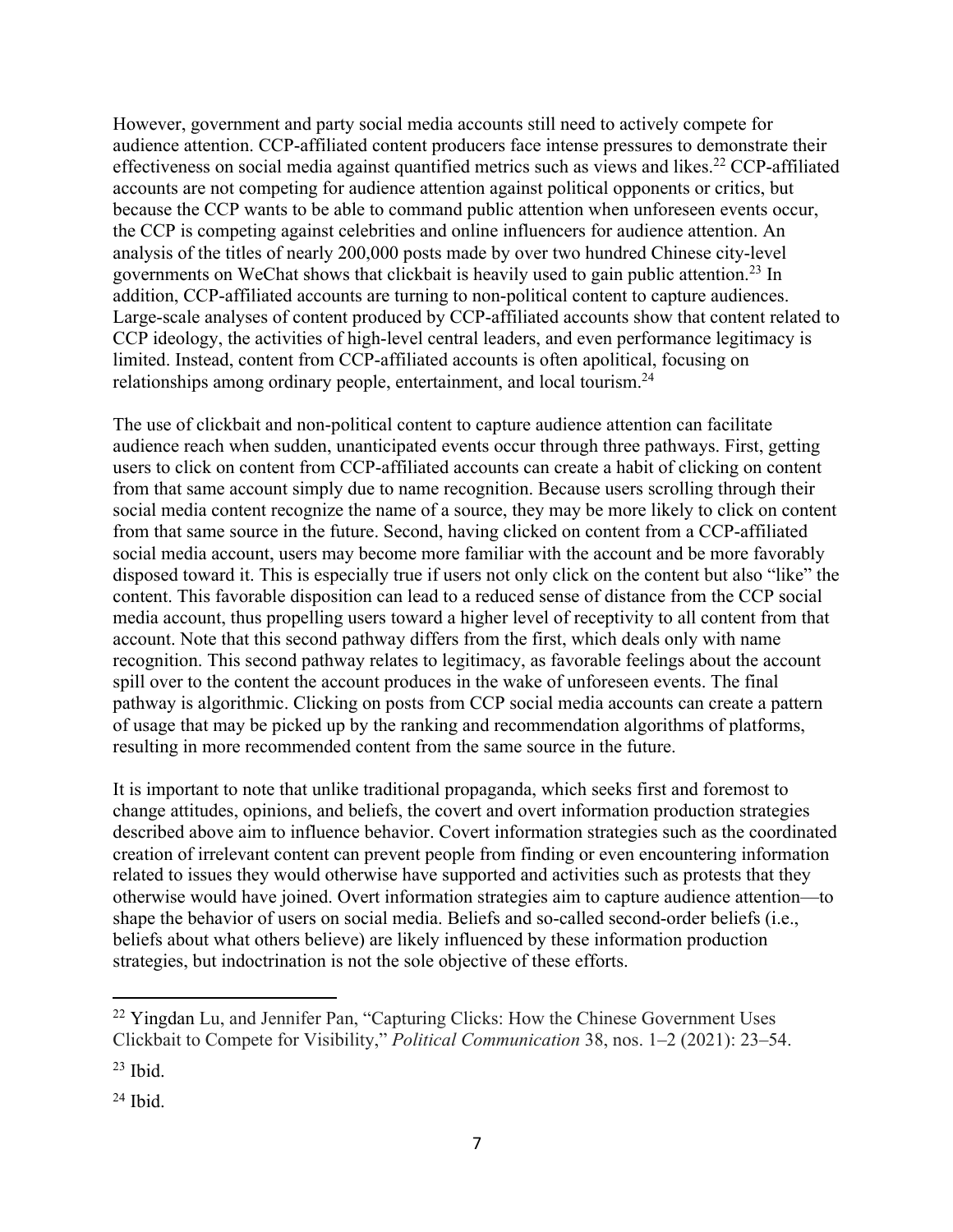However, government and party social media accounts still need to actively compete for audience attention. CCP-affiliated content producers face intense pressures to demonstrate their effectiveness on social media against quantified metrics such as views and likes.[22] CCP-affiliated accounts are not competing for audience attention against political opponents or critics, but because the CCP wants to be able to command public attention when unforeseen events occur, the CCP is competing against celebrities and online influencers for audience attention. An analysis of the titles of nearly 200,000 posts made by over two hundred Chinese city-level governments on WeChat shows that clickbait is heavily used to gain public attention.[23] In addition, CCP-affiliated accounts are turning to non-political content to capture audiences. Large-scale analyses of content produced by CCP-affiliated accounts show that content related to CCP ideology, the activities of high-level central leaders, and even performance legitimacy is limited. Instead, content from CCP-affiliated accounts is often apolitical, focusing on relationships among ordinary people, entertainment, and local tourism.[24]

The use of clickbait and non-political content to capture audience attention can facilitate audience reach when sudden, unanticipated events occur through three pathways. First, getting users to click on content from CCP-affiliated accounts can create a habit of clicking on content from that same account simply due to name recognition. Because users scrolling through their social media content recognize the name of a source, they may be more likely to click on content from that same source in the future. Second, having clicked on content from a CCP-affiliated social media account, users may become more familiar with the account and be more favorably disposed toward it. This is especially true if users not only click on the content but also "like" the content. This favorable disposition can lead to a reduced sense of distance from the CCP social media account, thus propelling users toward a higher level of receptivity to all content from that account. Note that this second pathway differs from the first, which deals only with name recognition. This second pathway relates to legitimacy, as favorable feelings about the account spill over to the content the account produces in the wake of unforeseen events. The final pathway is algorithmic. Clicking on posts from CCP social media accounts can create a pattern of usage that may be picked up by the ranking and recommendation algorithms of platforms, resulting in more recommended content from the same source in the future.

It is important to note that unlike traditional propaganda, which seeks first and foremost to change attitudes, opinions, and beliefs, the covert and overt information production strategies described above aim to influence behavior. Covert information strategies such as the coordinated creation of irrelevant content can prevent people from finding or even encountering information related to issues they would otherwise have supported and activities such as protests that they otherwise would have joined. Overt information strategies aim to capture audience attention—to shape the behavior of users on social media. Beliefs and so-called second-order beliefs (i.e., beliefs about what others believe) are likely influenced by these information production strategies, but indoctrination is not the sole objective of these efforts.

---

[22] Yingdan Lu, and Jennifer Pan, "Capturing Clicks: How the Chinese Government Uses Clickbait to Compete for Visibility," *Political Communication* 38, nos. 1–2 (2021): 23–54.

[23] Ibid.

[24] Ibid.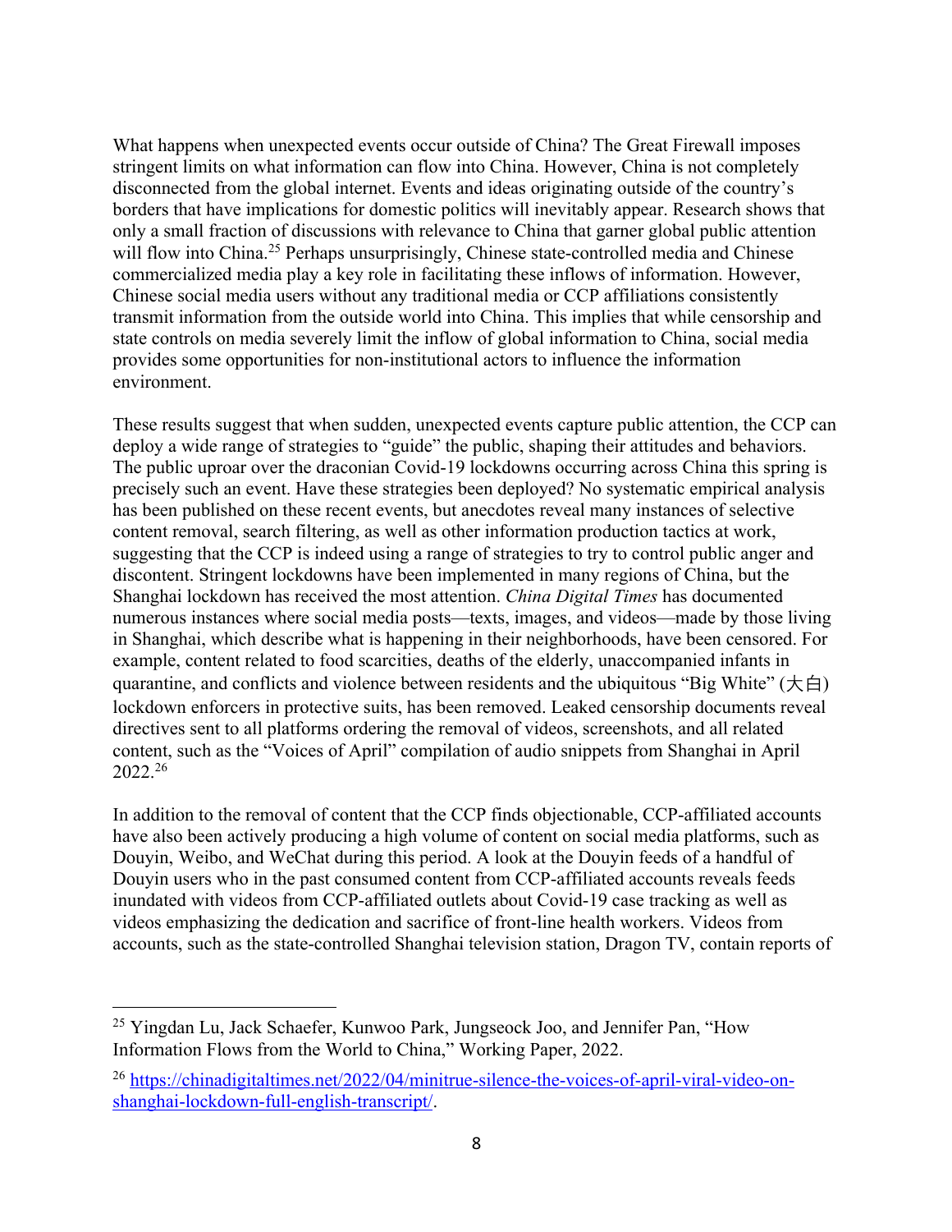What happens when unexpected events occur outside of China? The Great Firewall imposes stringent limits on what information can flow into China. However, China is not completely disconnected from the global internet. Events and ideas originating outside of the country's borders that have implications for domestic politics will inevitably appear. Research shows that only a small fraction of discussions with relevance to China that garner global public attention will flow into China.[25] Perhaps unsurprisingly, Chinese state-controlled media and Chinese commercialized media play a key role in facilitating these inflows of information. However, Chinese social media users without any traditional media or CCP affiliations consistently transmit information from the outside world into China. This implies that while censorship and state controls on media severely limit the inflow of global information to China, social media provides some opportunities for non-institutional actors to influence the information environment.

These results suggest that when sudden, unexpected events capture public attention, the CCP can deploy a wide range of strategies to "guide" the public, shaping their attitudes and behaviors. The public uproar over the draconian Covid-19 lockdowns occurring across China this spring is precisely such an event. Have these strategies been deployed? No systematic empirical analysis has been published on these recent events, but anecdotes reveal many instances of selective content removal, search filtering, as well as other information production tactics at work, suggesting that the CCP is indeed using a range of strategies to try to control public anger and discontent. Stringent lockdowns have been implemented in many regions of China, but the Shanghai lockdown has received the most attention. *China Digital Times* has documented numerous instances where social media posts—texts, images, and videos—made by those living in Shanghai, which describe what is happening in their neighborhoods, have been censored. For example, content related to food scarcities, deaths of the elderly, unaccompanied infants in quarantine, and conflicts and violence between residents and the ubiquitous "Big White" (大白) lockdown enforcers in protective suits, has been removed. Leaked censorship documents reveal directives sent to all platforms ordering the removal of videos, screenshots, and all related content, such as the "Voices of April" compilation of audio snippets from Shanghai in April 2022.[26]

In addition to the removal of content that the CCP finds objectionable, CCP-affiliated accounts have also been actively producing a high volume of content on social media platforms, such as Douyin, Weibo, and WeChat during this period. A look at the Douyin feeds of a handful of Douyin users who in the past consumed content from CCP-affiliated accounts reveals feeds inundated with videos from CCP-affiliated outlets about Covid-19 case tracking as well as videos emphasizing the dedication and sacrifice of front-line health workers. Videos from accounts, such as the state-controlled Shanghai television station, Dragon TV, contain reports of

---

[25] Yingdan Lu, Jack Schaefer, Kunwoo Park, Jungseock Joo, and Jennifer Pan, "How Information Flows from the World to China," Working Paper, 2022.

[26] https://chinadigitaltimes.net/2022/04/minitrue-silence-the-voices-of-april-viral-video-on-shanghai-lockdown-full-english-transcript/.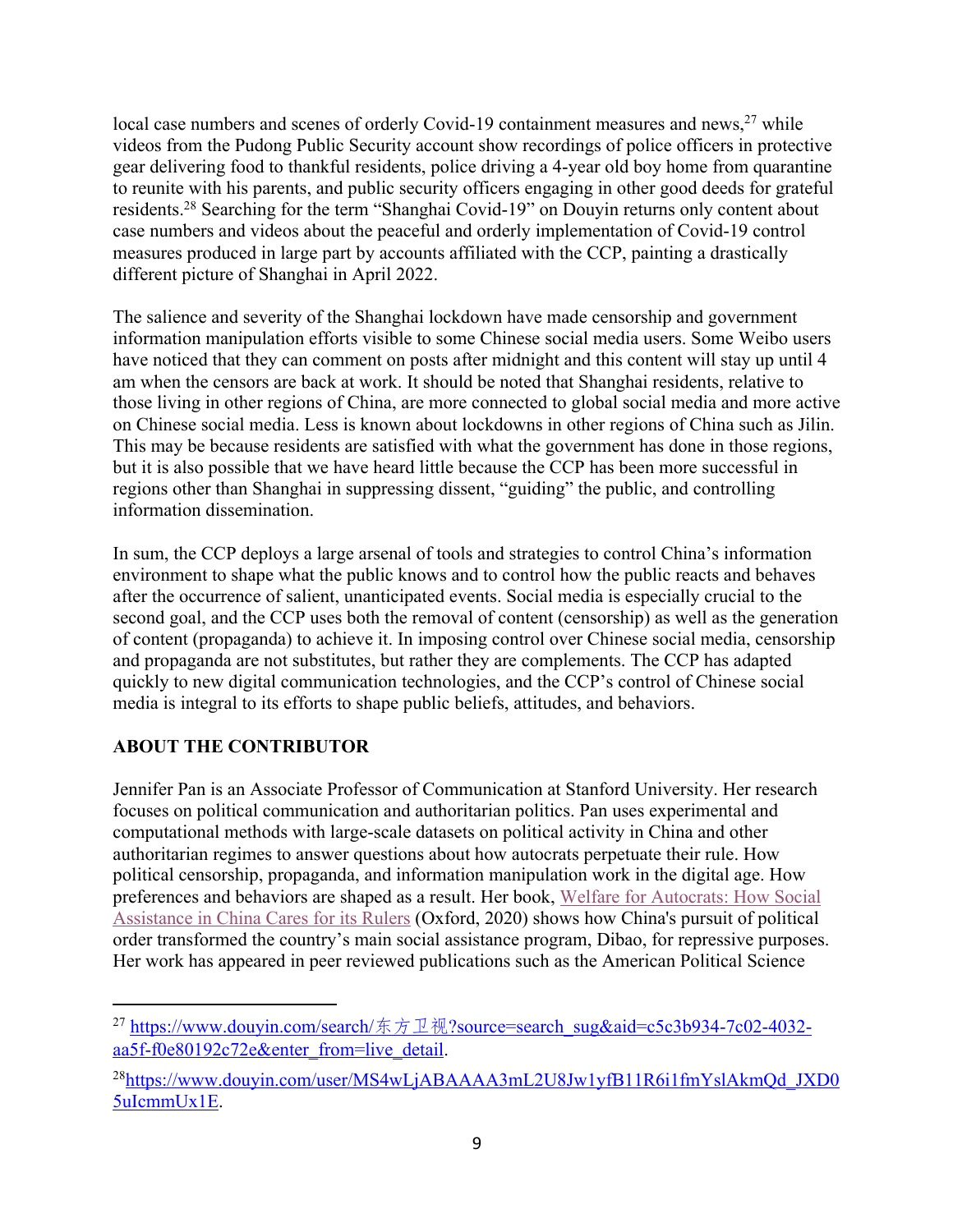local case numbers and scenes of orderly Covid-19 containment measures and news,[27] while videos from the Pudong Public Security account show recordings of police officers in protective gear delivering food to thankful residents, police driving a 4-year old boy home from quarantine to reunite with his parents, and public security officers engaging in other good deeds for grateful residents.[28] Searching for the term "Shanghai Covid-19" on Douyin returns only content about case numbers and videos about the peaceful and orderly implementation of Covid-19 control measures produced in large part by accounts affiliated with the CCP, painting a drastically different picture of Shanghai in April 2022.

The salience and severity of the Shanghai lockdown have made censorship and government information manipulation efforts visible to some Chinese social media users. Some Weibo users have noticed that they can comment on posts after midnight and this content will stay up until 4 am when the censors are back at work. It should be noted that Shanghai residents, relative to those living in other regions of China, are more connected to global social media and more active on Chinese social media. Less is known about lockdowns in other regions of China such as Jilin. This may be because residents are satisfied with what the government has done in those regions, but it is also possible that we have heard little because the CCP has been more successful in regions other than Shanghai in suppressing dissent, "guiding" the public, and controlling information dissemination.

In sum, the CCP deploys a large arsenal of tools and strategies to control China's information environment to shape what the public knows and to control how the public reacts and behaves after the occurrence of salient, unanticipated events. Social media is especially crucial to the second goal, and the CCP uses both the removal of content (censorship) as well as the generation of content (propaganda) to achieve it. In imposing control over Chinese social media, censorship and propaganda are not substitutes, but rather they are complements. The CCP has adapted quickly to new digital communication technologies, and the CCP's control of Chinese social media is integral to its efforts to shape public beliefs, attitudes, and behaviors.

**ABOUT THE CONTRIBUTOR**

Jennifer Pan is an Associate Professor of Communication at Stanford University. Her research focuses on political communication and authoritarian politics. Pan uses experimental and computational methods with large-scale datasets on political activity in China and other authoritarian regimes to answer questions about how autocrats perpetuate their rule. How political censorship, propaganda, and information manipulation work in the digital age. How preferences and behaviors are shaped as a result. Her book, Welfare for Autocrats: How Social Assistance in China Cares for its Rulers (Oxford, 2020) shows how China's pursuit of political order transformed the country's main social assistance program, Dibao, for repressive purposes. Her work has appeared in peer reviewed publications such as the American Political Science

---

[27] https://www.douyin.com/search/东方卫视?source=search_sug&aid=c5c3b934-7c02-4032-aa5f-f0e80192c72e&enter_from=live_detail.

[28] https://www.douyin.com/user/MS4wLjABAAAA3mL2U8Jw1yfB11R6i1fmYslAkmQd_JXD05uIcmmUx1E.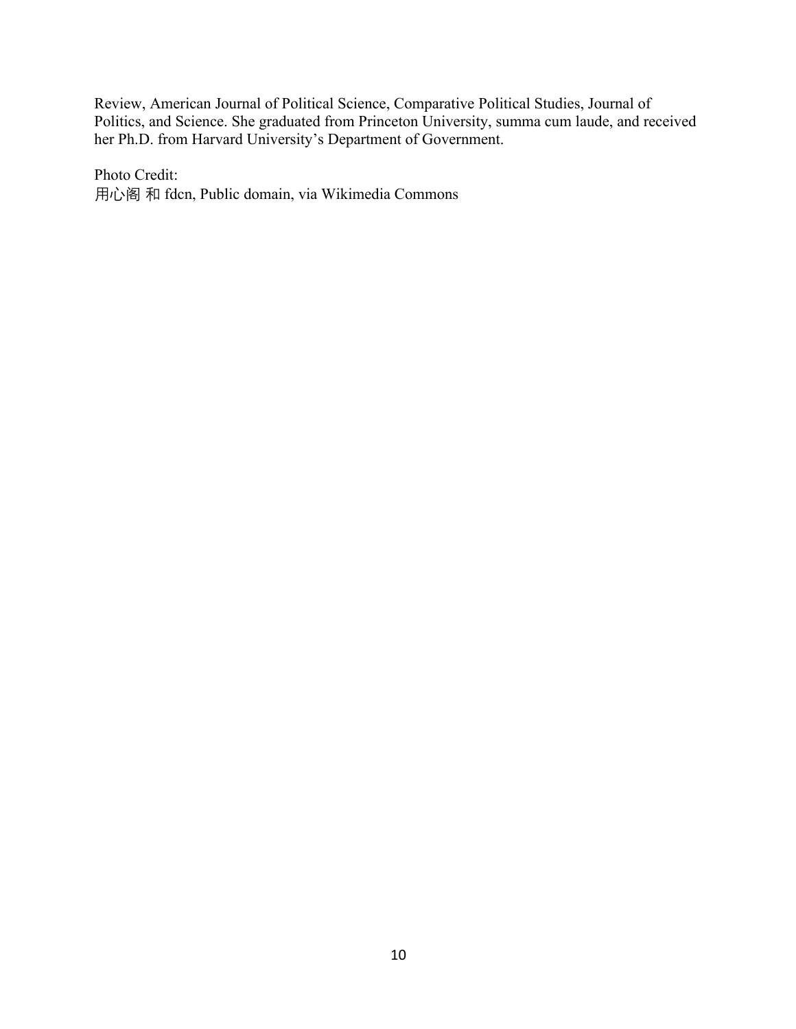Review, American Journal of Political Science, Comparative Political Studies, Journal of Politics, and Science. She graduated from Princeton University, summa cum laude, and received her Ph.D. from Harvard University's Department of Government.

Photo Credit:
用心阁 和 fdcn, Public domain, via Wikimedia Commons